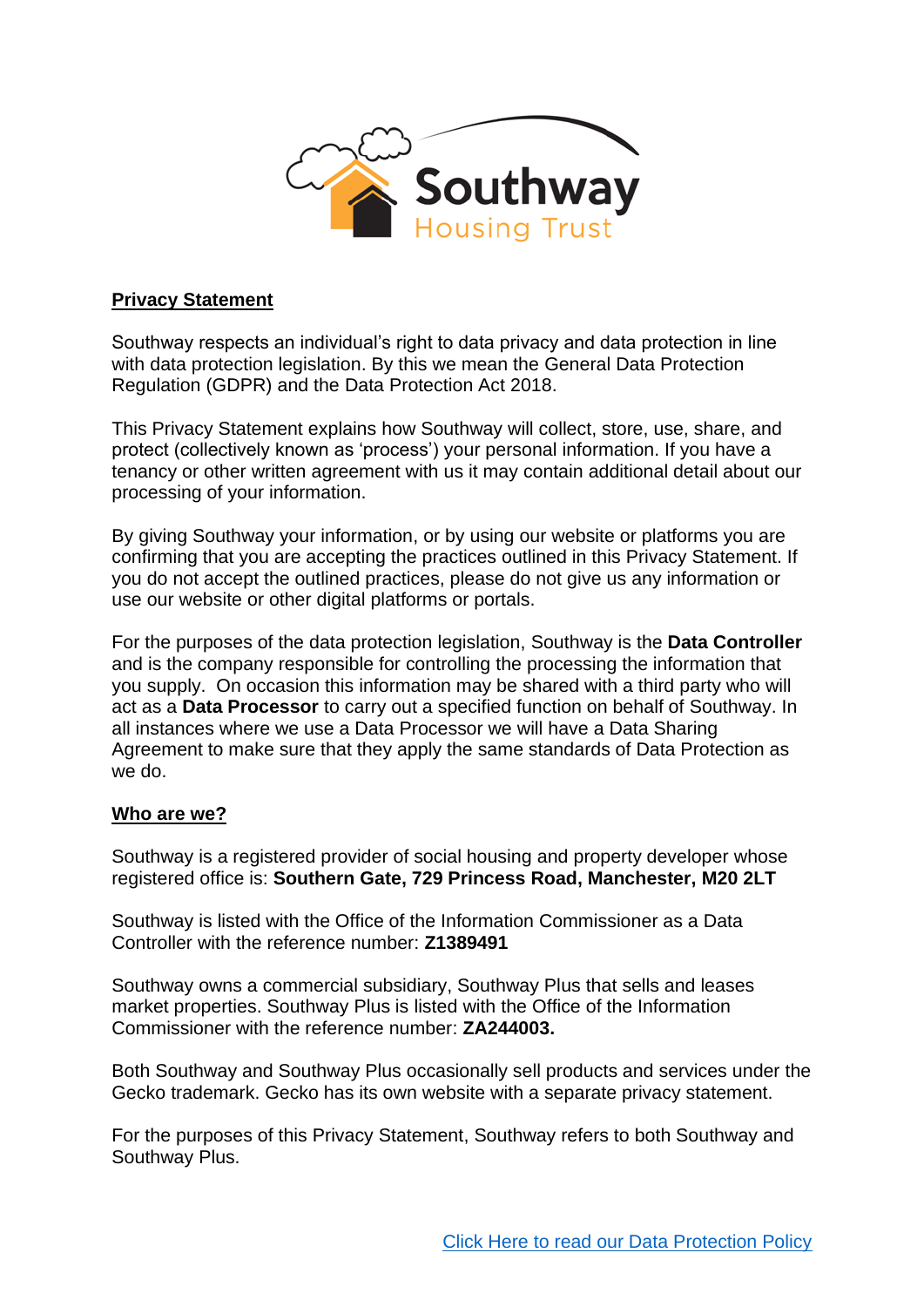## Privacy Statement

Southway respects an individual's right to data privacy and data protection in line with data protection legislation. By this we mean the General Data Protection Regulation (GDPR) and the Data Protection Act 2018.

This Privacy Statement explains how Southway will collect, store, use, share, and protect (collectively known as 'process') your personal information. If you have a tenancy or other written agreement with us it may contain additional detail about our processing of your information.

By giving Southway your information, or by using our website or platforms you are confirming that you are accepting the practices outlined in this Privacy Statement. If you do not accept the outlined practices, please do not give us any information or use our website or other digital platforms or portals.

For the purposes of the data protection legislation, Southway is the **Data Controller** and is the company responsible for controlling the processing the information that you supply. On occasion this information may be shared with a third party who will act as a **Data Processor** to carry out a specified function on behalf of Southway. In all instances where we use a Data Processor we will have a Data Sharing Agreement to make sure that they apply the same standards of Data Protection as we do.

## Who are we?

Southway is a registered provider of social housing and property developer whose registered office is: **Southern Gate, 729 Princess Road, Manchester, M20 2LT**

Southway is listed with the Office of the Information Commissioner as a Data Controller with the reference number: **Z1389491**

Southway owns a commercial subsidiary, Southway Plus that sells and leases market properties. Southway Plus is listed with the Office of the Information Commissioner with the reference number: **ZA244003.**

Both Southway and Southway Plus occasionally sell products and services under the Gecko trademark. Gecko has its own website with a separate privacy statement.

For the purposes of this Privacy Statement, Southway refers to both Southway and Southway Plus.

Click Here to read our Data Protection Policy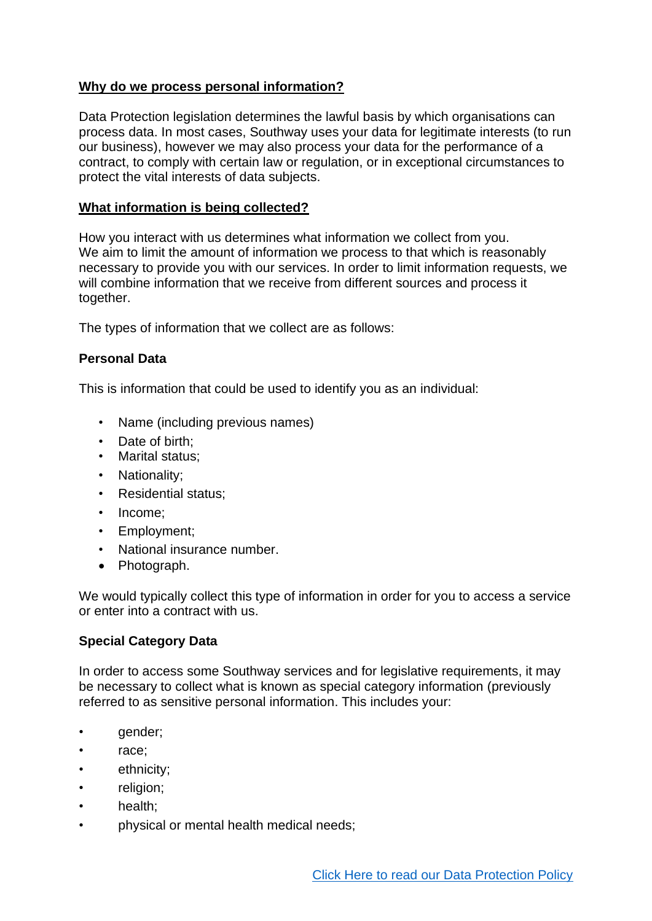## Why do we process personal information?

Data Protection legislation determines the lawful basis by which organisations can process data. In most cases, Southway uses your data for legitimate interests (to run our business), however we may also process your data for the performance of a contract, to comply with certain law or regulation, or in exceptional circumstances to protect the vital interests of data subjects.

## What information is being collected?

How you interact with us determines what information we collect from you.
We aim to limit the amount of information we process to that which is reasonably necessary to provide you with our services. In order to limit information requests, we will combine information that we receive from different sources and process it together.

The types of information that we collect are as follows:

### Personal Data

This is information that could be used to identify you as an individual:

- Name (including previous names)
- Date of birth;
- Marital status;
- Nationality;
- Residential status;
- Income;
- Employment;
- National insurance number.
- Photograph.

We would typically collect this type of information in order for you to access a service or enter into a contract with us.

### Special Category Data

In order to access some Southway services and for legislative requirements, it may be necessary to collect what is known as special category information (previously referred to as sensitive personal information. This includes your:

- gender;
- race;
- ethnicity;
- religion;
- health;
- physical or mental health medical needs;

Click Here to read our Data Protection Policy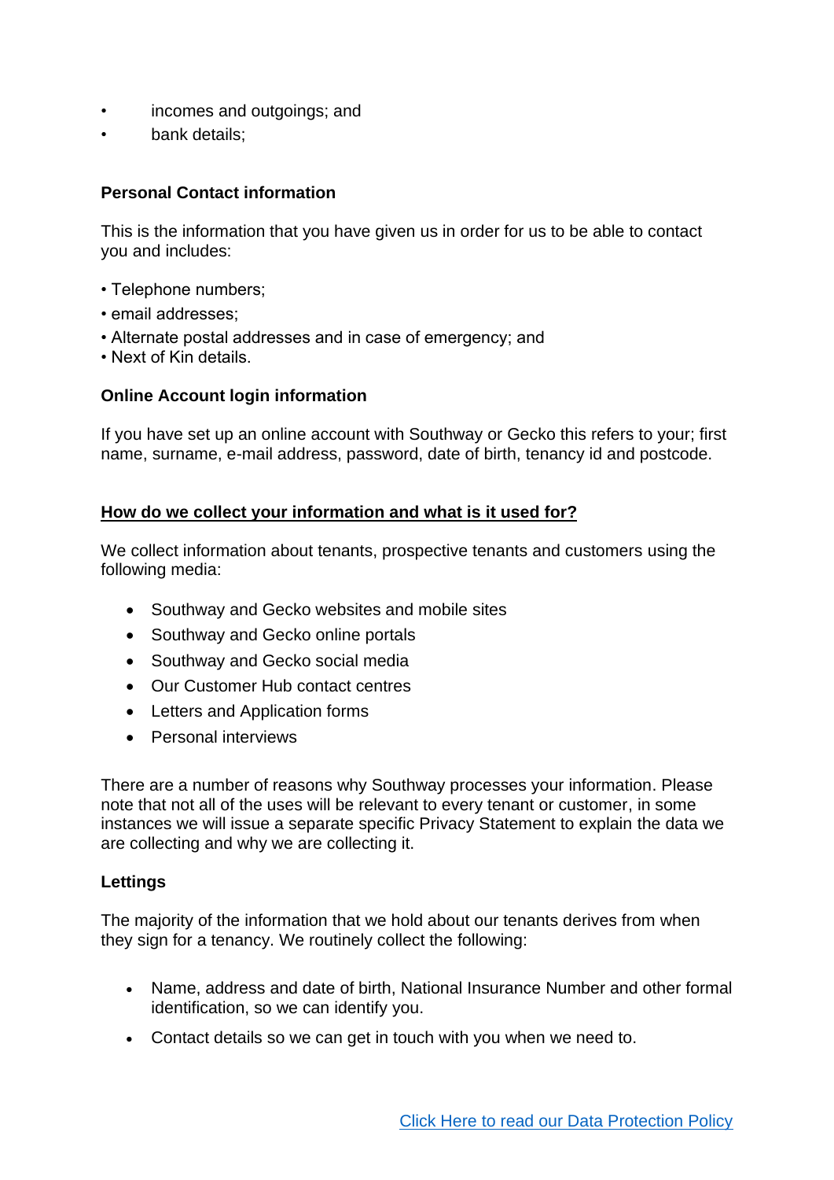- incomes and outgoings; and
- bank details;

**Personal Contact information**

This is the information that you have given us in order for us to be able to contact you and includes:

- Telephone numbers;
- email addresses;
- Alternate postal addresses and in case of emergency; and
- Next of Kin details.

**Online Account login information**

If you have set up an online account with Southway or Gecko this refers to your; first name, surname, e-mail address, password, date of birth, tenancy id and postcode.

**<u>How do we collect your information and what is it used for?</u>**

We collect information about tenants, prospective tenants and customers using the following media:

- Southway and Gecko websites and mobile sites
- Southway and Gecko online portals
- Southway and Gecko social media
- Our Customer Hub contact centres
- Letters and Application forms
- Personal interviews

There are a number of reasons why Southway processes your information. Please note that not all of the uses will be relevant to every tenant or customer, in some instances we will issue a separate specific Privacy Statement to explain the data we are collecting and why we are collecting it.

**Lettings**

The majority of the information that we hold about our tenants derives from when they sign for a tenancy. We routinely collect the following:

- Name, address and date of birth, National Insurance Number and other formal identification, so we can identify you.
- Contact details so we can get in touch with you when we need to.

[Click Here to read our Data Protection Policy]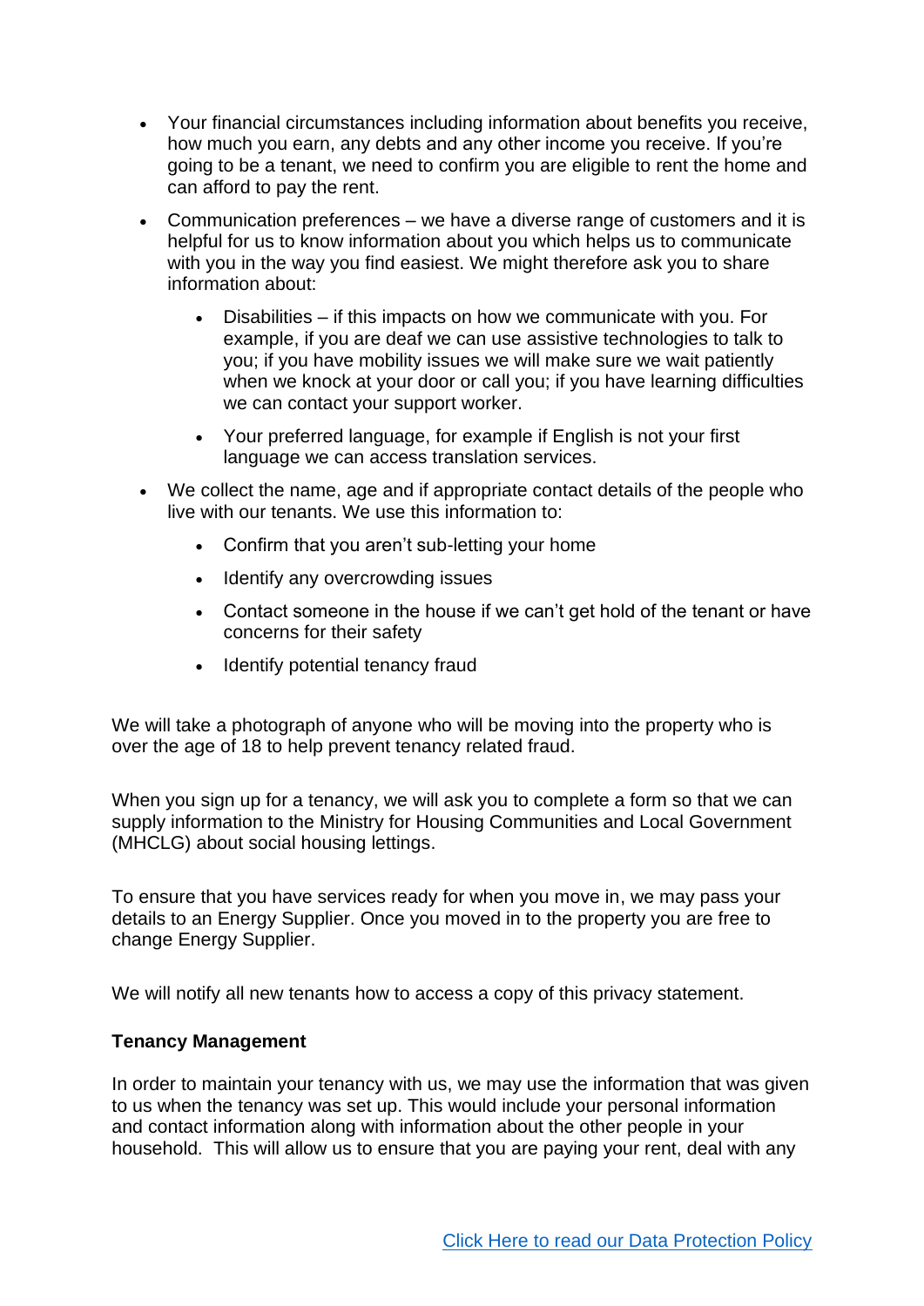- Your financial circumstances including information about benefits you receive, how much you earn, any debts and any other income you receive. If you're going to be a tenant, we need to confirm you are eligible to rent the home and can afford to pay the rent.
- Communication preferences – we have a diverse range of customers and it is helpful for us to know information about you which helps us to communicate with you in the way you find easiest. We might therefore ask you to share information about:
  - Disabilities – if this impacts on how we communicate with you. For example, if you are deaf we can use assistive technologies to talk to you; if you have mobility issues we will make sure we wait patiently when we knock at your door or call you; if you have learning difficulties we can contact your support worker.
  - Your preferred language, for example if English is not your first language we can access translation services.
- We collect the name, age and if appropriate contact details of the people who live with our tenants. We use this information to:
  - Confirm that you aren't sub-letting your home
  - Identify any overcrowding issues
  - Contact someone in the house if we can't get hold of the tenant or have concerns for their safety
  - Identify potential tenancy fraud

We will take a photograph of anyone who will be moving into the property who is over the age of 18 to help prevent tenancy related fraud.

When you sign up for a tenancy, we will ask you to complete a form so that we can supply information to the Ministry for Housing Communities and Local Government (MHCLG) about social housing lettings.

To ensure that you have services ready for when you move in, we may pass your details to an Energy Supplier. Once you moved in to the property you are free to change Energy Supplier.

We will notify all new tenants how to access a copy of this privacy statement.

**Tenancy Management**

In order to maintain your tenancy with us, we may use the information that was given to us when the tenancy was set up. This would include your personal information and contact information along with information about the other people in your household. This will allow us to ensure that you are paying your rent, deal with any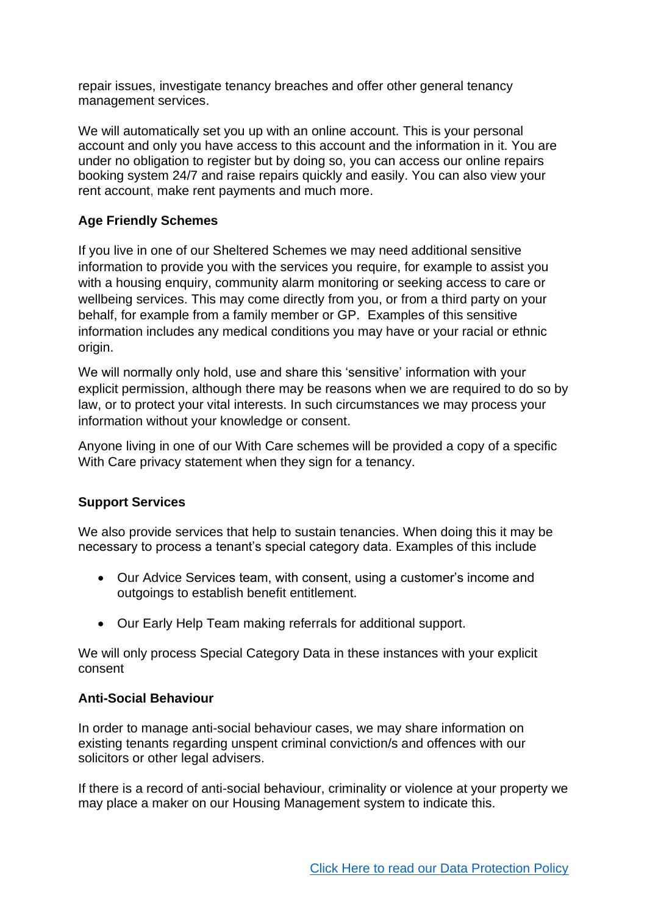repair issues, investigate tenancy breaches and offer other general tenancy management services.

We will automatically set you up with an online account. This is your personal account and only you have access to this account and the information in it. You are under no obligation to register but by doing so, you can access our online repairs booking system 24/7 and raise repairs quickly and easily. You can also view your rent account, make rent payments and much more.

**Age Friendly Schemes**

If you live in one of our Sheltered Schemes we may need additional sensitive information to provide you with the services you require, for example to assist you with a housing enquiry, community alarm monitoring or seeking access to care or wellbeing services. This may come directly from you, or from a third party on your behalf, for example from a family member or GP. Examples of this sensitive information includes any medical conditions you may have or your racial or ethnic origin.

We will normally only hold, use and share this 'sensitive' information with your explicit permission, although there may be reasons when we are required to do so by law, or to protect your vital interests. In such circumstances we may process your information without your knowledge or consent.

Anyone living in one of our With Care schemes will be provided a copy of a specific With Care privacy statement when they sign for a tenancy.

**Support Services**

We also provide services that help to sustain tenancies. When doing this it may be necessary to process a tenant's special category data. Examples of this include

- Our Advice Services team, with consent, using a customer's income and outgoings to establish benefit entitlement.
- Our Early Help Team making referrals for additional support.

We will only process Special Category Data in these instances with your explicit consent

**Anti-Social Behaviour**

In order to manage anti-social behaviour cases, we may share information on existing tenants regarding unspent criminal conviction/s and offences with our solicitors or other legal advisers.

If there is a record of anti-social behaviour, criminality or violence at your property we may place a maker on our Housing Management system to indicate this.

Click Here to read our Data Protection Policy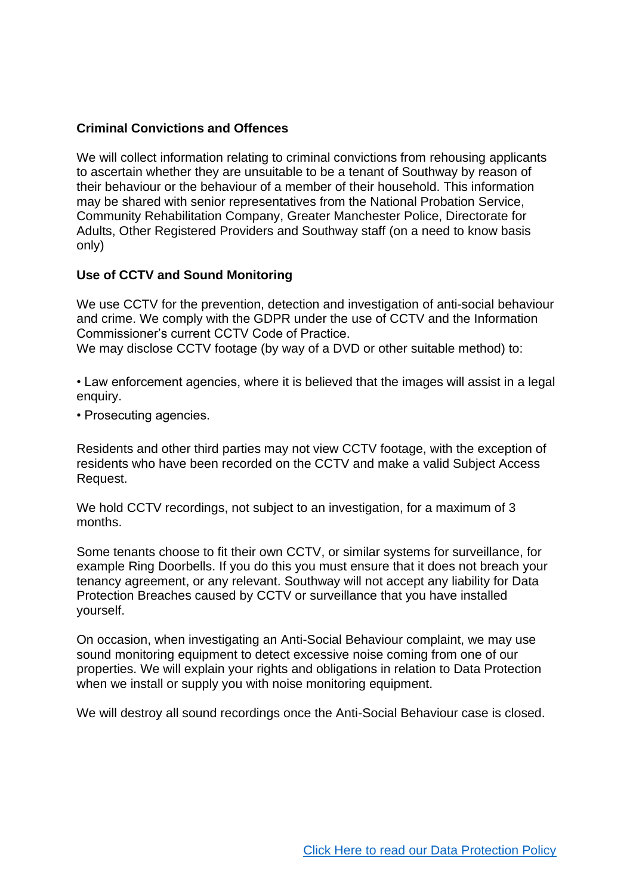### Criminal Convictions and Offences

We will collect information relating to criminal convictions from rehousing applicants to ascertain whether they are unsuitable to be a tenant of Southway by reason of their behaviour or the behaviour of a member of their household. This information may be shared with senior representatives from the National Probation Service, Community Rehabilitation Company, Greater Manchester Police, Directorate for Adults, Other Registered Providers and Southway staff (on a need to know basis only)

### Use of CCTV and Sound Monitoring

We use CCTV for the prevention, detection and investigation of anti-social behaviour and crime. We comply with the GDPR under the use of CCTV and the Information Commissioner's current CCTV Code of Practice.
We may disclose CCTV footage (by way of a DVD or other suitable method) to:

- Law enforcement agencies, where it is believed that the images will assist in a legal enquiry.
- Prosecuting agencies.

Residents and other third parties may not view CCTV footage, with the exception of residents who have been recorded on the CCTV and make a valid Subject Access Request.

We hold CCTV recordings, not subject to an investigation, for a maximum of 3 months.

Some tenants choose to fit their own CCTV, or similar systems for surveillance, for example Ring Doorbells. If you do this you must ensure that it does not breach your tenancy agreement, or any relevant. Southway will not accept any liability for Data Protection Breaches caused by CCTV or surveillance that you have installed yourself.

On occasion, when investigating an Anti-Social Behaviour complaint, we may use sound monitoring equipment to detect excessive noise coming from one of our properties. We will explain your rights and obligations in relation to Data Protection when we install or supply you with noise monitoring equipment.

We will destroy all sound recordings once the Anti-Social Behaviour case is closed.

Click Here to read our Data Protection Policy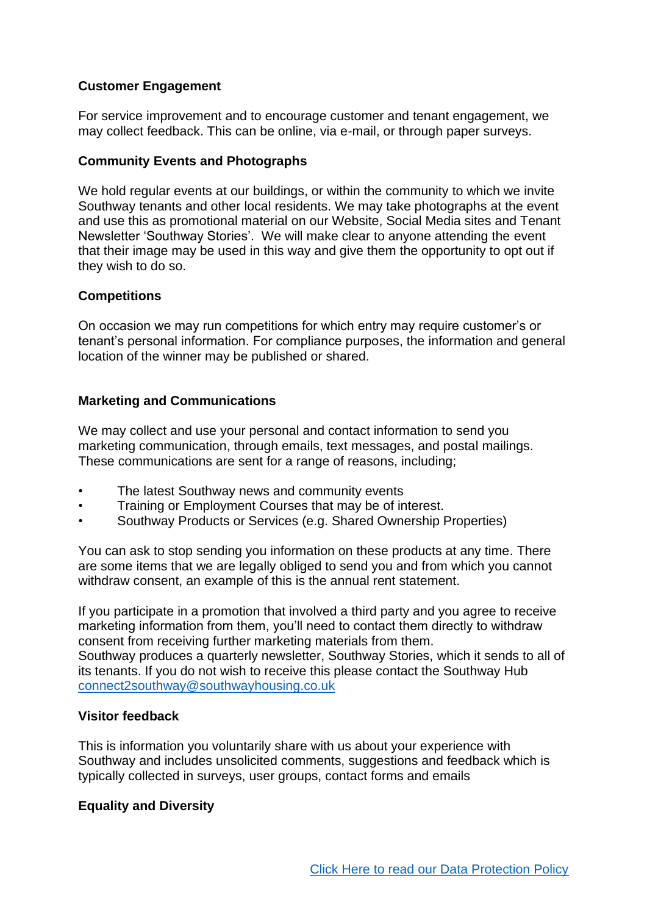**Customer Engagement**

For service improvement and to encourage customer and tenant engagement, we may collect feedback. This can be online, via e-mail, or through paper surveys.

**Community Events and Photographs**

We hold regular events at our buildings, or within the community to which we invite Southway tenants and other local residents. We may take photographs at the event and use this as promotional material on our Website, Social Media sites and Tenant Newsletter 'Southway Stories'. We will make clear to anyone attending the event that their image may be used in this way and give them the opportunity to opt out if they wish to do so.

**Competitions**

On occasion we may run competitions for which entry may require customer's or tenant's personal information. For compliance purposes, the information and general location of the winner may be published or shared.

**Marketing and Communications**

We may collect and use your personal and contact information to send you marketing communication, through emails, text messages, and postal mailings. These communications are sent for a range of reasons, including;

- The latest Southway news and community events
- Training or Employment Courses that may be of interest.
- Southway Products or Services (e.g. Shared Ownership Properties)

You can ask to stop sending you information on these products at any time. There are some items that we are legally obliged to send you and from which you cannot withdraw consent, an example of this is the annual rent statement.

If you participate in a promotion that involved a third party and you agree to receive marketing information from them, you'll need to contact them directly to withdraw consent from receiving further marketing materials from them.
Southway produces a quarterly newsletter, Southway Stories, which it sends to all of its tenants. If you do not wish to receive this please contact the Southway Hub connect2southway@southwayhousing.co.uk

**Visitor feedback**

This is information you voluntarily share with us about your experience with Southway and includes unsolicited comments, suggestions and feedback which is typically collected in surveys, user groups, contact forms and emails

**Equality and Diversity**

Click Here to read our Data Protection Policy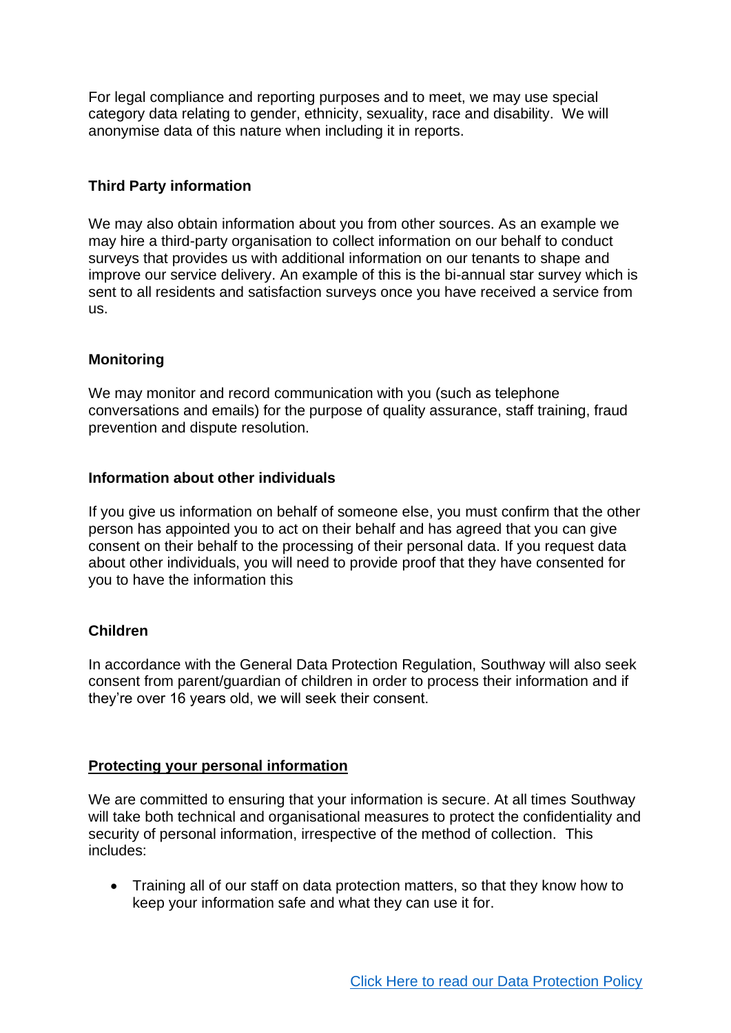For legal compliance and reporting purposes and to meet, we may use special category data relating to gender, ethnicity, sexuality, race and disability. We will anonymise data of this nature when including it in reports.

**Third Party information**

We may also obtain information about you from other sources. As an example we may hire a third-party organisation to collect information on our behalf to conduct surveys that provides us with additional information on our tenants to shape and improve our service delivery. An example of this is the bi-annual star survey which is sent to all residents and satisfaction surveys once you have received a service from us.

**Monitoring**

We may monitor and record communication with you (such as telephone conversations and emails) for the purpose of quality assurance, staff training, fraud prevention and dispute resolution.

**Information about other individuals**

If you give us information on behalf of someone else, you must confirm that the other person has appointed you to act on their behalf and has agreed that you can give consent on their behalf to the processing of their personal data. If you request data about other individuals, you will need to provide proof that they have consented for you to have the information this

**Children**

In accordance with the General Data Protection Regulation, Southway will also seek consent from parent/guardian of children in order to process their information and if they're over 16 years old, we will seek their consent.

**Protecting your personal information**

We are committed to ensuring that your information is secure. At all times Southway will take both technical and organisational measures to protect the confidentiality and security of personal information, irrespective of the method of collection. This includes:

- Training all of our staff on data protection matters, so that they know how to keep your information safe and what they can use it for.

Click Here to read our Data Protection Policy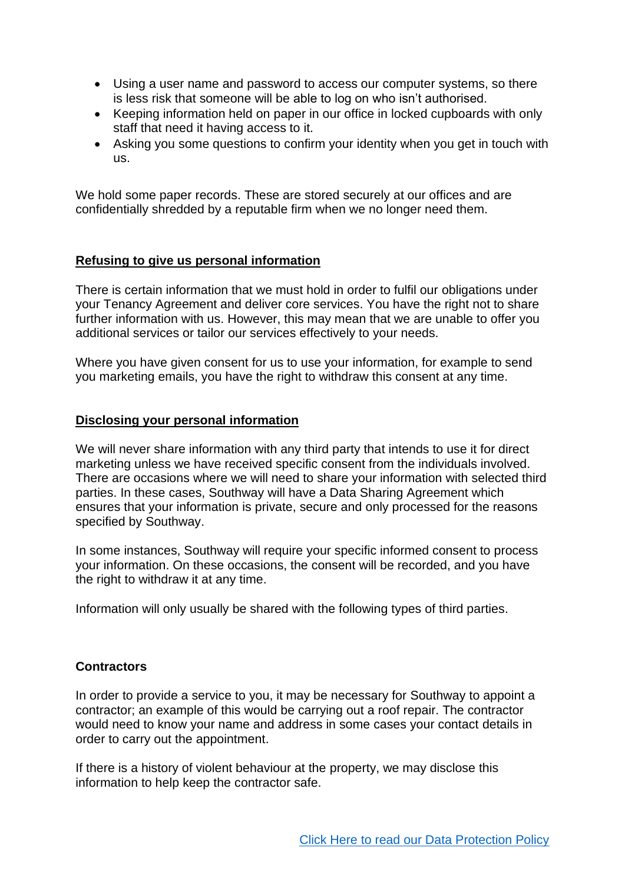- Using a user name and password to access our computer systems, so there is less risk that someone will be able to log on who isn't authorised.
- Keeping information held on paper in our office in locked cupboards with only staff that need it having access to it.
- Asking you some questions to confirm your identity when you get in touch with us.

We hold some paper records. These are stored securely at our offices and are confidentially shredded by a reputable firm when we no longer need them.

## Refusing to give us personal information

There is certain information that we must hold in order to fulfil our obligations under your Tenancy Agreement and deliver core services. You have the right not to share further information with us. However, this may mean that we are unable to offer you additional services or tailor our services effectively to your needs.

Where you have given consent for us to use your information, for example to send you marketing emails, you have the right to withdraw this consent at any time.

## Disclosing your personal information

We will never share information with any third party that intends to use it for direct marketing unless we have received specific consent from the individuals involved. There are occasions where we will need to share your information with selected third parties. In these cases, Southway will have a Data Sharing Agreement which ensures that your information is private, secure and only processed for the reasons specified by Southway.

In some instances, Southway will require your specific informed consent to process your information. On these occasions, the consent will be recorded, and you have the right to withdraw it at any time.

Information will only usually be shared with the following types of third parties.

### Contractors

In order to provide a service to you, it may be necessary for Southway to appoint a contractor; an example of this would be carrying out a roof repair. The contractor would need to know your name and address in some cases your contact details in order to carry out the appointment.

If there is a history of violent behaviour at the property, we may disclose this information to help keep the contractor safe.

[Click Here to read our Data Protection Policy]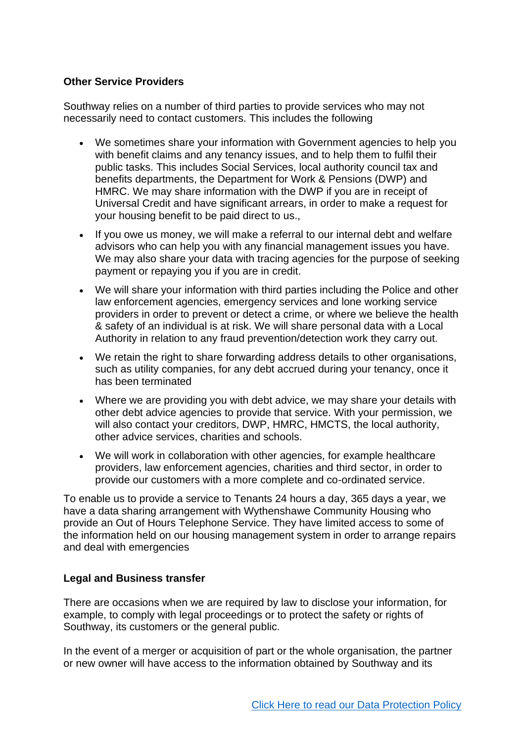**Other Service Providers**

Southway relies on a number of third parties to provide services who may not necessarily need to contact customers. This includes the following

- We sometimes share your information with Government agencies to help you with benefit claims and any tenancy issues, and to help them to fulfil their public tasks. This includes Social Services, local authority council tax and benefits departments, the Department for Work & Pensions (DWP) and HMRC. We may share information with the DWP if you are in receipt of Universal Credit and have significant arrears, in order to make a request for your housing benefit to be paid direct to us.,
- If you owe us money, we will make a referral to our internal debt and welfare advisors who can help you with any financial management issues you have. We may also share your data with tracing agencies for the purpose of seeking payment or repaying you if you are in credit.
- We will share your information with third parties including the Police and other law enforcement agencies, emergency services and lone working service providers in order to prevent or detect a crime, or where we believe the health & safety of an individual is at risk. We will share personal data with a Local Authority in relation to any fraud prevention/detection work they carry out.
- We retain the right to share forwarding address details to other organisations, such as utility companies, for any debt accrued during your tenancy, once it has been terminated
- Where we are providing you with debt advice, we may share your details with other debt advice agencies to provide that service. With your permission, we will also contact your creditors, DWP, HMRC, HMCTS, the local authority, other advice services, charities and schools.
- We will work in collaboration with other agencies, for example healthcare providers, law enforcement agencies, charities and third sector, in order to provide our customers with a more complete and co-ordinated service.

To enable us to provide a service to Tenants 24 hours a day, 365 days a year, we have a data sharing arrangement with Wythenshawe Community Housing who provide an Out of Hours Telephone Service. They have limited access to some of the information held on our housing management system in order to arrange repairs and deal with emergencies

**Legal and Business transfer**

There are occasions when we are required by law to disclose your information, for example, to comply with legal proceedings or to protect the safety or rights of Southway, its customers or the general public.

In the event of a merger or acquisition of part or the whole organisation, the partner or new owner will have access to the information obtained by Southway and its

Click Here to read our Data Protection Policy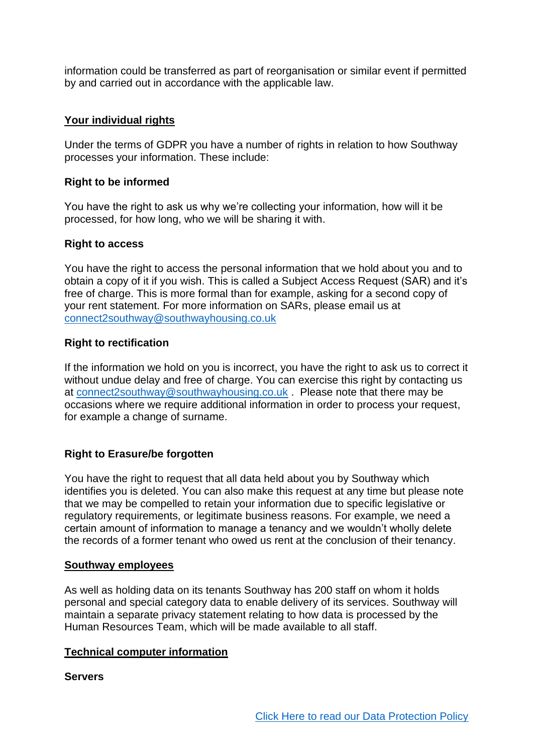information could be transferred as part of reorganisation or similar event if permitted by and carried out in accordance with the applicable law.

## Your individual rights

Under the terms of GDPR you have a number of rights in relation to how Southway processes your information. These include:

### Right to be informed

You have the right to ask us why we're collecting your information, how will it be processed, for how long, who we will be sharing it with.

### Right to access

You have the right to access the personal information that we hold about you and to obtain a copy of it if you wish. This is called a Subject Access Request (SAR) and it's free of charge. This is more formal than for example, asking for a second copy of your rent statement. For more information on SARs, please email us at connect2southway@southwayhousing.co.uk

### Right to rectification

If the information we hold on you is incorrect, you have the right to ask us to correct it without undue delay and free of charge. You can exercise this right by contacting us at connect2southway@southwayhousing.co.uk . Please note that there may be occasions where we require additional information in order to process your request, for example a change of surname.

### Right to Erasure/be forgotten

You have the right to request that all data held about you by Southway which identifies you is deleted. You can also make this request at any time but please note that we may be compelled to retain your information due to specific legislative or regulatory requirements, or legitimate business reasons. For example, we need a certain amount of information to manage a tenancy and we wouldn't wholly delete the records of a former tenant who owed us rent at the conclusion of their tenancy.

## Southway employees

As well as holding data on its tenants Southway has 200 staff on whom it holds personal and special category data to enable delivery of its services. Southway will maintain a separate privacy statement relating to how data is processed by the Human Resources Team, which will be made available to all staff.

## Technical computer information

### Servers

Click Here to read our Data Protection Policy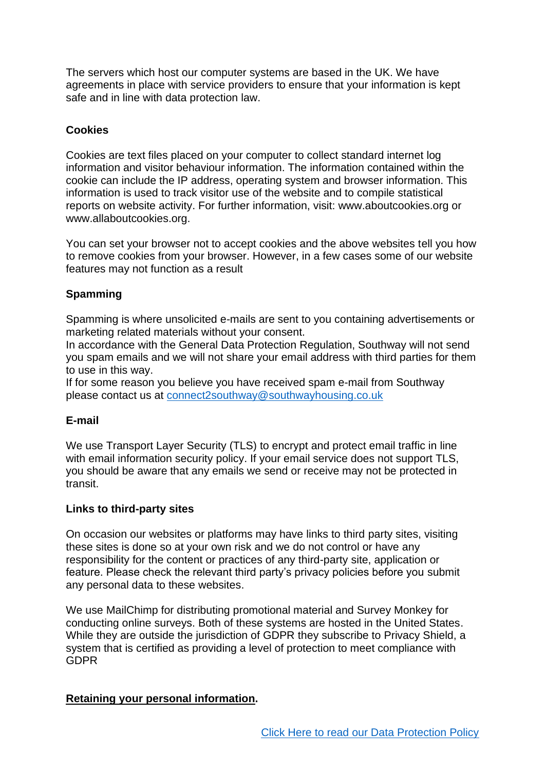The servers which host our computer systems are based in the UK. We have agreements in place with service providers to ensure that your information is kept safe and in line with data protection law.

**Cookies**

Cookies are text files placed on your computer to collect standard internet log information and visitor behaviour information. The information contained within the cookie can include the IP address, operating system and browser information. This information is used to track visitor use of the website and to compile statistical reports on website activity. For further information, visit: www.aboutcookies.org or www.allaboutcookies.org.

You can set your browser not to accept cookies and the above websites tell you how to remove cookies from your browser. However, in a few cases some of our website features may not function as a result

**Spamming**

Spamming is where unsolicited e-mails are sent to you containing advertisements or marketing related materials without your consent.
In accordance with the General Data Protection Regulation, Southway will not send you spam emails and we will not share your email address with third parties for them to use in this way.
If for some reason you believe you have received spam e-mail from Southway please contact us at [connect2southway@southwayhousing.co.uk](mailto:connect2southway@southwayhousing.co.uk)

**E-mail**

We use Transport Layer Security (TLS) to encrypt and protect email traffic in line with email information security policy. If your email service does not support TLS, you should be aware that any emails we send or receive may not be protected in transit.

**Links to third-party sites**

On occasion our websites or platforms may have links to third party sites, visiting these sites is done so at your own risk and we do not control or have any responsibility for the content or practices of any third-party site, application or feature. Please check the relevant third party's privacy policies before you submit any personal data to these websites.

We use MailChimp for distributing promotional material and Survey Monkey for conducting online surveys. Both of these systems are hosted in the United States. While they are outside the jurisdiction of GDPR they subscribe to Privacy Shield, a system that is certified as providing a level of protection to meet compliance with GDPR

**Retaining your personal information.**

Click Here to read our Data Protection Policy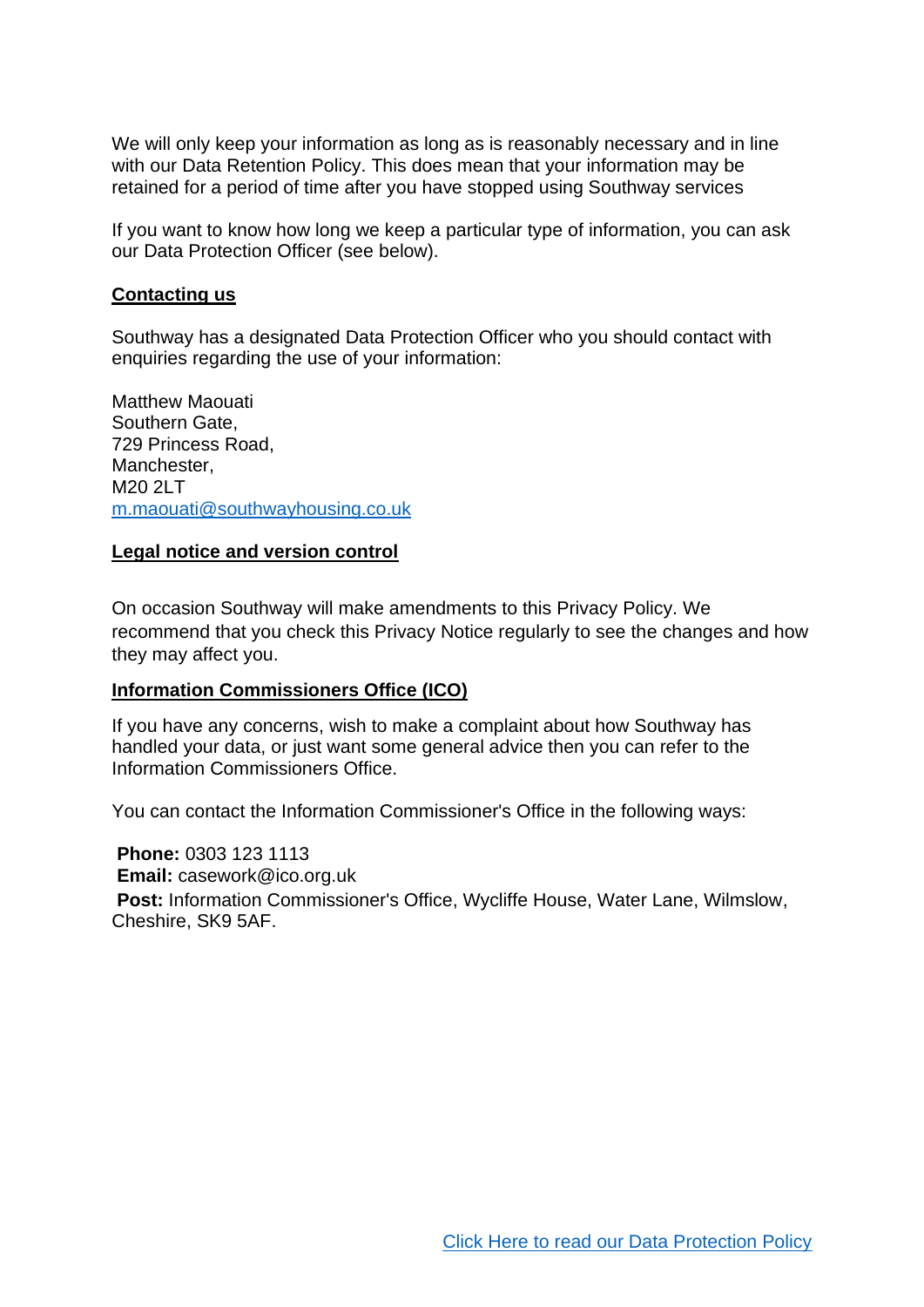We will only keep your information as long as is reasonably necessary and in line with our Data Retention Policy. This does mean that your information may be retained for a period of time after you have stopped using Southway services

If you want to know how long we keep a particular type of information, you can ask our Data Protection Officer (see below).

## Contacting us

Southway has a designated Data Protection Officer who you should contact with enquiries regarding the use of your information:

Matthew Maouati
Southern Gate,
729 Princess Road,
Manchester,
M20 2LT
m.maouati@southwayhousing.co.uk

## Legal notice and version control

On occasion Southway will make amendments to this Privacy Policy. We recommend that you check this Privacy Notice regularly to see the changes and how they may affect you.

## Information Commissioners Office (ICO)

If you have any concerns, wish to make a complaint about how Southway has handled your data, or just want some general advice then you can refer to the Information Commissioners Office.

You can contact the Information Commissioner's Office in the following ways:

**Phone:** 0303 123 1113
**Email:** casework@ico.org.uk
**Post:** Information Commissioner's Office, Wycliffe House, Water Lane, Wilmslow, Cheshire, SK9 5AF.

Click Here to read our Data Protection Policy